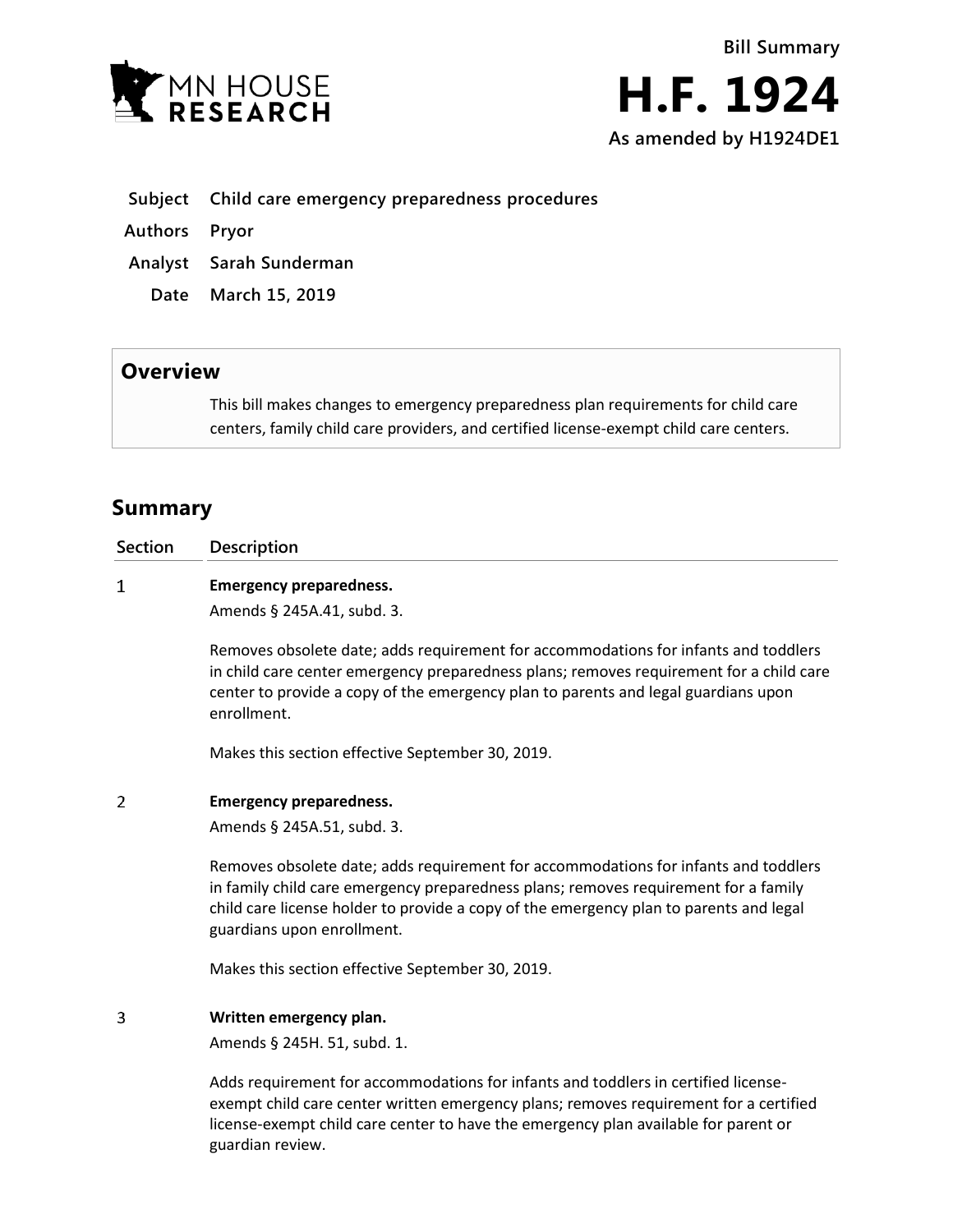Bill Summary

# H.F. 1924

**As amended by H1924DE1**

| | |
|---|---|
| **Subject** | **Child care emergency preparedness procedures** |
| **Authors** | **Pryor** |
| **Analyst** | **Sarah Sunderman** |
| **Date** | **March 15, 2019** |

## Overview

This bill makes changes to emergency preparedness plan requirements for child care centers, family child care providers, and certified license-exempt child care centers.

## Summary

| Section | Description |
|---|---|
| 1 | **Emergency preparedness.**<br>Amends § 245A.41, subd. 3.<br><br>Removes obsolete date; adds requirement for accommodations for infants and toddlers in child care center emergency preparedness plans; removes requirement for a child care center to provide a copy of the emergency plan to parents and legal guardians upon enrollment.<br><br>Makes this section effective September 30, 2019. |
| 2 | **Emergency preparedness.**<br>Amends § 245A.51, subd. 3.<br><br>Removes obsolete date; adds requirement for accommodations for infants and toddlers in family child care emergency preparedness plans; removes requirement for a family child care license holder to provide a copy of the emergency plan to parents and legal guardians upon enrollment.<br><br>Makes this section effective September 30, 2019. |
| 3 | **Written emergency plan.**<br>Amends § 245H. 51, subd. 1.<br><br>Adds requirement for accommodations for infants and toddlers in certified license-exempt child care center written emergency plans; removes requirement for a certified license-exempt child care center to have the emergency plan available for parent or guardian review. |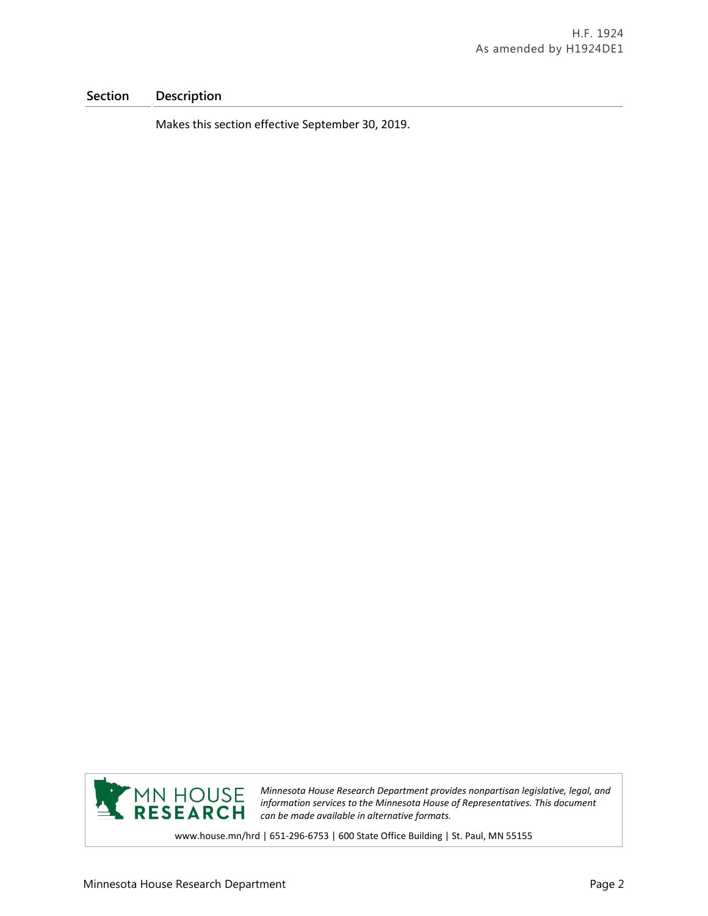| Section | Description |
|---|---|
| | Makes this section effective September 30, 2019. |

*Minnesota House Research Department provides nonpartisan legislative, legal, and information services to the Minnesota House of Representatives. This document can be made available in alternative formats.*

www.house.mn/hrd | 651-296-6753 | 600 State Office Building | St. Paul, MN 55155